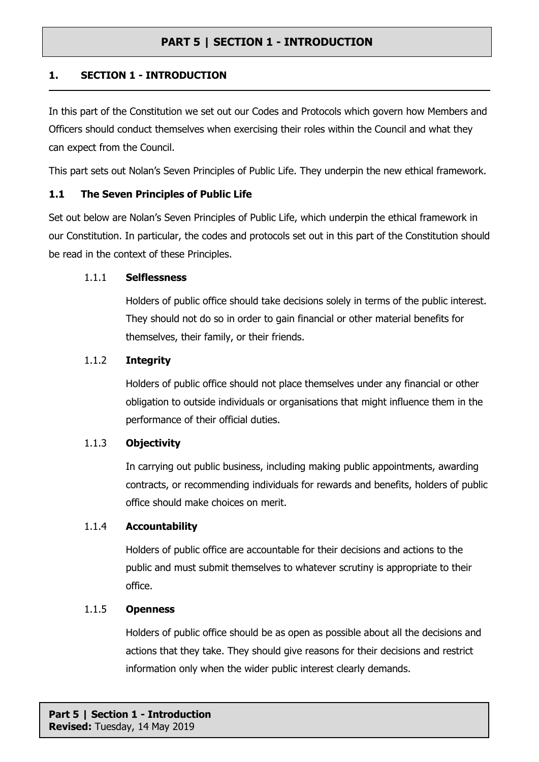# PART 5 | SECTION 1 - INTRODUCTION

## 1. SECTION 1 - INTRODUCTION

In this part of the Constitution we set out our Codes and Protocols which govern how Members and Officers should conduct themselves when exercising their roles within the Council and what they can expect from the Council.

This part sets out Nolan's Seven Principles of Public Life. They underpin the new ethical framework.

### 1.1 The Seven Principles of Public Life

Set out below are Nolan's Seven Principles of Public Life, which underpin the ethical framework in our Constitution. In particular, the codes and protocols set out in this part of the Constitution should be read in the context of these Principles.

#### 1.1.1 Selflessness

Holders of public office should take decisions solely in terms of the public interest. They should not do so in order to gain financial or other material benefits for themselves, their family, or their friends.

#### 1.1.2 Integrity

Holders of public office should not place themselves under any financial or other obligation to outside individuals or organisations that might influence them in the performance of their official duties.

#### 1.1.3 Objectivity

In carrying out public business, including making public appointments, awarding contracts, or recommending individuals for rewards and benefits, holders of public office should make choices on merit.

#### 1.1.4 Accountability

Holders of public office are accountable for their decisions and actions to the public and must submit themselves to whatever scrutiny is appropriate to their office.

#### 1.1.5 Openness

Holders of public office should be as open as possible about all the decisions and actions that they take. They should give reasons for their decisions and restrict information only when the wider public interest clearly demands.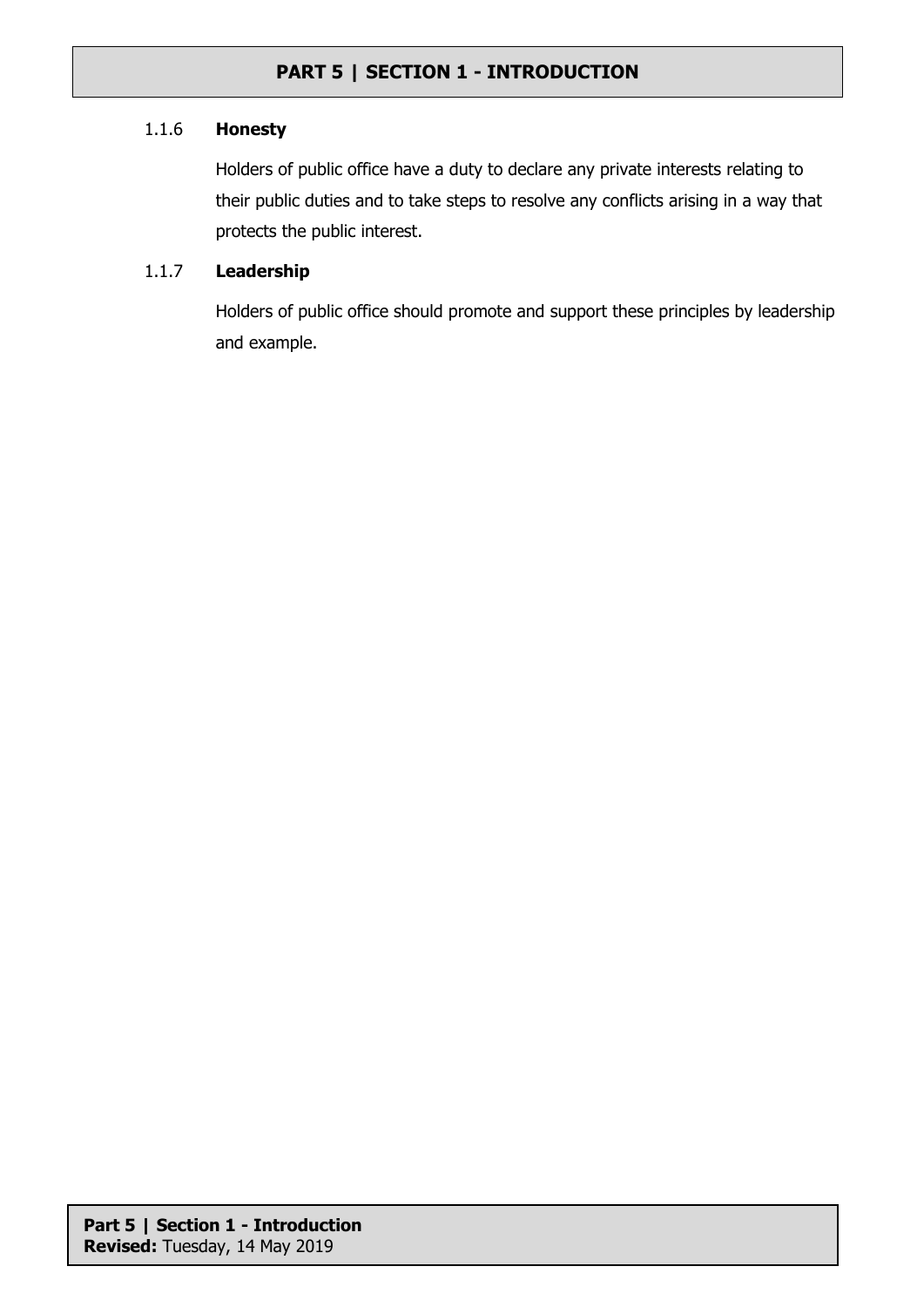1.1.6 **Honesty**

Holders of public office have a duty to declare any private interests relating to their public duties and to take steps to resolve any conflicts arising in a way that protects the public interest.

1.1.7 **Leadership**

Holders of public office should promote and support these principles by leadership and example.